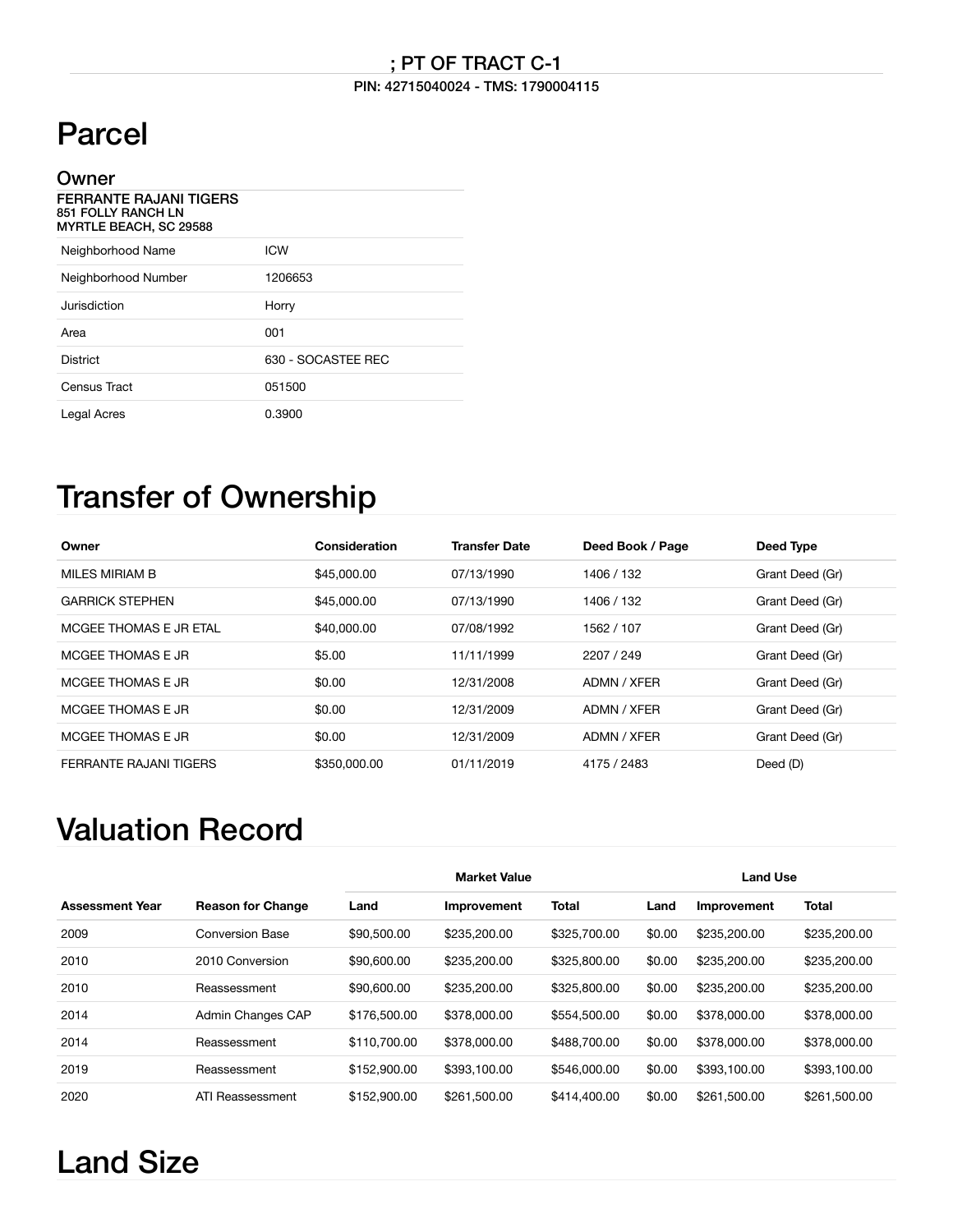; PT OF TRACT C-1

PIN: 42715040024 - TMS: 1790004115

# Parcel

## Owner

**FERRANTE RAJANI TIGERS**
**851 FOLLY RANCH LN**
**MYRTLE BEACH, SC 29588**

| | |
|---|---|
| Neighborhood Name | ICW |
| Neighborhood Number | 1206653 |
| Jurisdiction | Horry |
| Area | 001 |
| District | 630 - SOCASTEE REC |
| Census Tract | 051500 |
| Legal Acres | 0.3900 |

# Transfer of Ownership

| Owner | Consideration | Transfer Date | Deed Book / Page | Deed Type |
|---|---|---|---|---|
| MILES MIRIAM B | $45,000.00 | 07/13/1990 | 1406 / 132 | Grant Deed (Gr) |
| GARRICK STEPHEN | $45,000.00 | 07/13/1990 | 1406 / 132 | Grant Deed (Gr) |
| MCGEE THOMAS E JR ETAL | $40,000.00 | 07/08/1992 | 1562 / 107 | Grant Deed (Gr) |
| MCGEE THOMAS E JR | $5.00 | 11/11/1999 | 2207 / 249 | Grant Deed (Gr) |
| MCGEE THOMAS E JR | $0.00 | 12/31/2008 | ADMN / XFER | Grant Deed (Gr) |
| MCGEE THOMAS E JR | $0.00 | 12/31/2009 | ADMN / XFER | Grant Deed (Gr) |
| MCGEE THOMAS E JR | $0.00 | 12/31/2009 | ADMN / XFER | Grant Deed (Gr) |
| FERRANTE RAJANI TIGERS | $350,000.00 | 01/11/2019 | 4175 / 2483 | Deed (D) |

# Valuation Record

| | | Market Value | | | Land Use | | |
|---|---|---|---|---|---|---|---|
| Assessment Year | Reason for Change | Land | Improvement | Total | Land | Improvement | Total |
| 2009 | Conversion Base | $90,500.00 | $235,200.00 | $325,700.00 | $0.00 | $235,200.00 | $235,200.00 |
| 2010 | 2010 Conversion | $90,600.00 | $235,200.00 | $325,800.00 | $0.00 | $235,200.00 | $235,200.00 |
| 2010 | Reassessment | $90,600.00 | $235,200.00 | $325,800.00 | $0.00 | $235,200.00 | $235,200.00 |
| 2014 | Admin Changes CAP | $176,500.00 | $378,000.00 | $554,500.00 | $0.00 | $378,000.00 | $378,000.00 |
| 2014 | Reassessment | $110,700.00 | $378,000.00 | $488,700.00 | $0.00 | $378,000.00 | $378,000.00 |
| 2019 | Reassessment | $152,900.00 | $393,100.00 | $546,000.00 | $0.00 | $393,100.00 | $393,100.00 |
| 2020 | ATI Reassessment | $152,900.00 | $261,500.00 | $414,400.00 | $0.00 | $261,500.00 | $261,500.00 |

# Land Size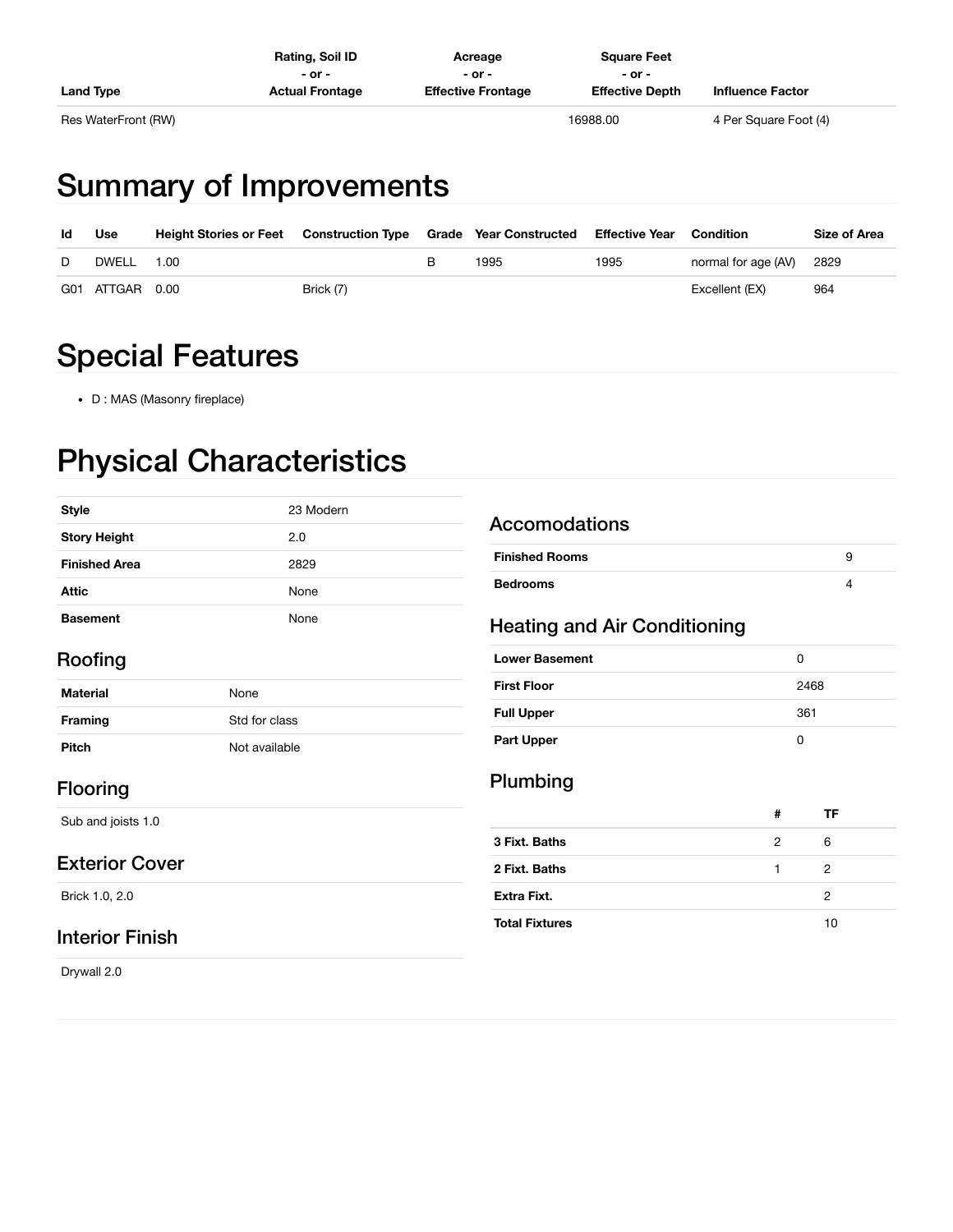| Land Type | Rating, Soil ID - or - Actual Frontage | Acreage - or - Effective Frontage | Square Feet - or - Effective Depth | Influence Factor |
|---|---|---|---|---|
| Res WaterFront (RW) | | | 16988.00 | 4 Per Square Foot (4) |

# Summary of Improvements

| Id | Use | Height Stories or Feet | Construction Type | Grade | Year Constructed | Effective Year | Condition | Size of Area |
|---|---|---|---|---|---|---|---|---|
| D | DWELL | 1.00 | | B | 1995 | 1995 | normal for age (AV) | 2829 |
| G01 | ATTGAR | 0.00 | Brick (7) | | | | Excellent (EX) | 964 |

# Special Features

- D : MAS (Masonry fireplace)

# Physical Characteristics

| | |
|---|---|
| **Style** | 23 Modern |
| **Story Height** | 2.0 |
| **Finished Area** | 2829 |
| **Attic** | None |
| **Basement** | None |

## Roofing

| | |
|---|---|
| **Material** | None |
| **Framing** | Std for class |
| **Pitch** | Not available |

## Flooring

Sub and joists 1.0

## Exterior Cover

Brick 1.0, 2.0

## Interior Finish

Drywall 2.0

## Accomodations

| | |
|---|---|
| **Finished Rooms** | 9 |
| **Bedrooms** | 4 |

## Heating and Air Conditioning

| | |
|---|---|
| **Lower Basement** | 0 |
| **First Floor** | 2468 |
| **Full Upper** | 361 |
| **Part Upper** | 0 |

## Plumbing

| | # | TF |
|---|---|---|
| **3 Fixt. Baths** | 2 | 6 |
| **2 Fixt. Baths** | 1 | 2 |
| **Extra Fixt.** | | 2 |
| **Total Fixtures** | | 10 |